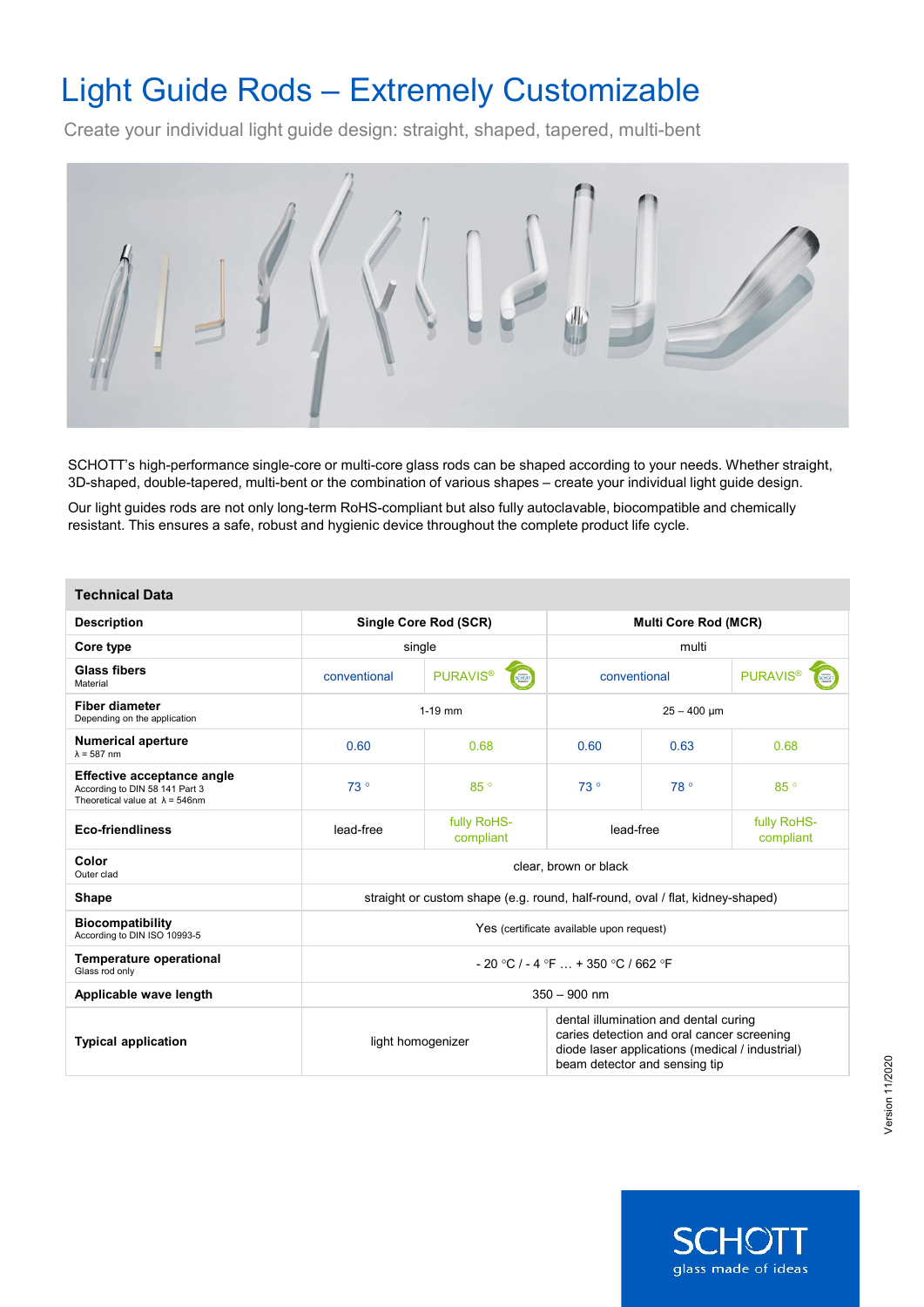# Light Guide Rods – Extremely Customizable

Create your individual light guide design: straight, shaped, tapered, multi-bent

SCHOTT's high-performance single-core or multi-core glass rods can be shaped according to your needs. Whether straight, 3D-shaped, double-tapered, multi-bent or the combination of various shapes – create your individual light guide design.

Our light guides rods are not only long-term RoHS-compliant but also fully autoclavable, biocompatible and chemically resistant. This ensures a safe, robust and hygienic device throughout the complete product life cycle.

| Technical Data | | | | | |
|---|---|---|---|---|---|
| **Description** | **Single Core Rod (SCR)** | | **Multi Core Rod (MCR)** | | |
| **Core type** | single | | multi | | |
| **Glass fibers** Material | conventional | PURAVIS® | conventional | | PURAVIS® |
| **Fiber diameter** Depending on the application | 1-19 mm | | 25 – 400 µm | | |
| **Numerical aperture** λ = 587 nm | 0.60 | 0.68 | 0.60 | 0.63 | 0.68 |
| **Effective acceptance angle** According to DIN 58 141 Part 3 Theoretical value at λ = 546nm | 73 ° | 85 ° | 73 ° | 78 ° | 85 ° |
| **Eco-friendliness** | lead-free | fully RoHS-compliant | lead-free | | fully RoHS-compliant |
| **Color** Outer clad | clear, brown or black | | | | |
| **Shape** | straight or custom shape (e.g. round, half-round, oval / flat, kidney-shaped) | | | | |
| **Biocompatibility** According to DIN ISO 10993-5 | Yes (certificate available upon request) | | | | |
| **Temperature operational** Glass rod only | - 20 °C / - 4 °F … + 350 °C / 662 °F | | | | |
| **Applicable wave length** | 350 – 900 nm | | | | |
| **Typical application** | light homogenizer | | dental illumination and dental curing<br>caries detection and oral cancer screening<br>diode laser applications (medical / industrial)<br>beam detector and sensing tip | | |

Version 11/2020

SCHOTT glass made of ideas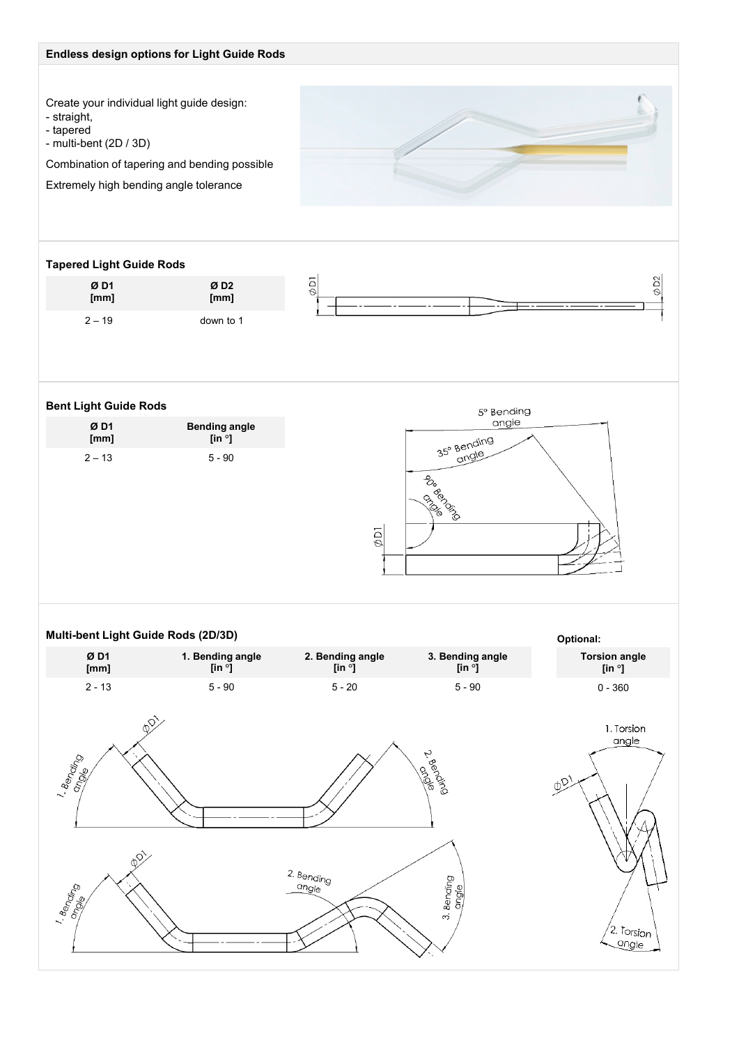## Endless design options for Light Guide Rods

Create your individual light guide design:
- straight,
- tapered
- multi-bent (2D / 3D)

Combination of tapering and bending possible

Extremely high bending angle tolerance

### Tapered Light Guide Rods

| Ø D1 [mm] | Ø D2 [mm] |
|---|---|
| 2 – 19 | down to 1 |

### Bent Light Guide Rods

| Ø D1 [mm] | Bending angle [in °] |
|---|---|
| 2 – 13 | 5 - 90 |

### Multi-bent Light Guide Rods (2D/3D)

| Ø D1 [mm] | 1. Bending angle [in °] | 2. Bending angle [in °] | 3. Bending angle [in °] |
|---|---|---|---|
| 2 - 13 | 5 - 90 | 5 - 20 | 5 - 90 |

**Optional:**

| Torsion angle [in °] |
|---|
| 0 - 360 |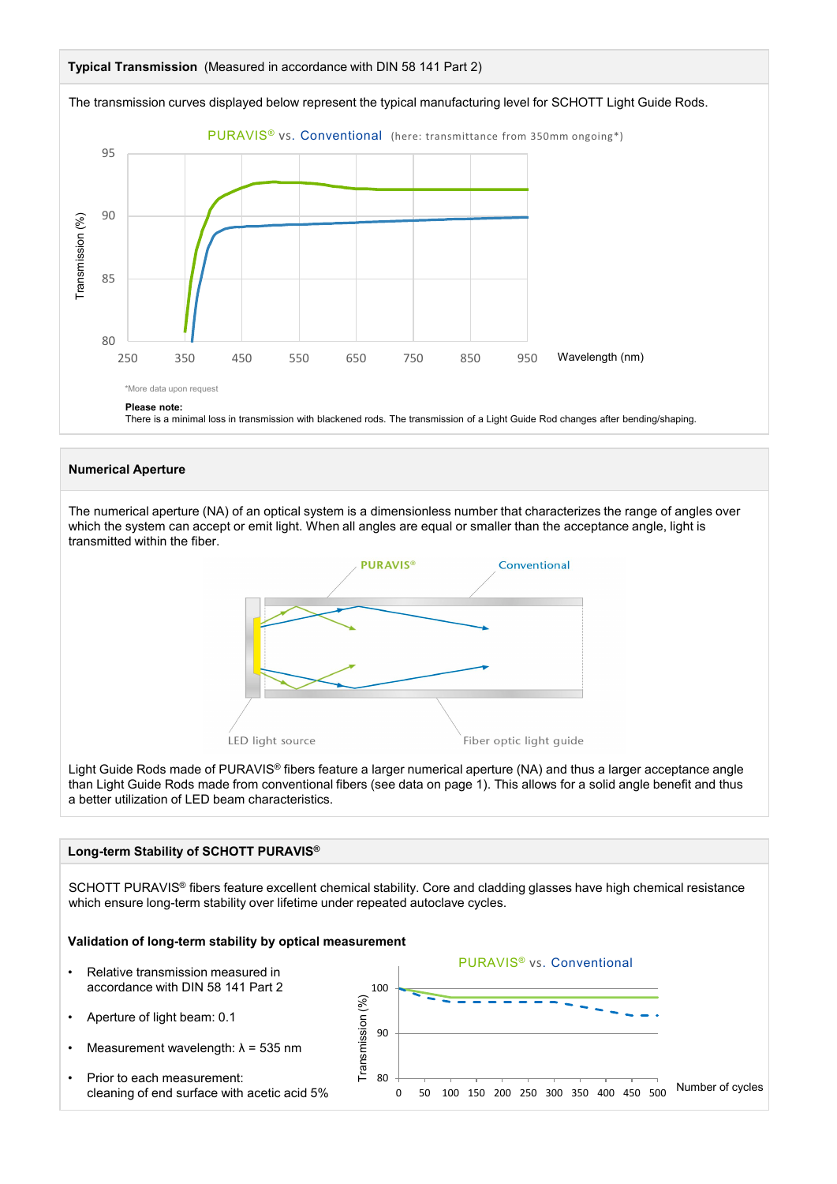## Typical Transmission (Measured in accordance with DIN 58 141 Part 2)

The transmission curves displayed below represent the typical manufacturing level for SCHOTT Light Guide Rods.

PURAVIS® vs. Conventional (here: transmittance from 350mm ongoing*)

*More data upon request

**Please note:**
There is a minimal loss in transmission with blackened rods. The transmission of a Light Guide Rod changes after bending/shaping.

## Numerical Aperture

The numerical aperture (NA) of an optical system is a dimensionless number that characterizes the range of angles over which the system can accept or emit light. When all angles are equal or smaller than the acceptance angle, light is transmitted within the fiber.

Light Guide Rods made of PURAVIS® fibers feature a larger numerical aperture (NA) and thus a larger acceptance angle than Light Guide Rods made from conventional fibers (see data on page 1). This allows for a solid angle benefit and thus a better utilization of LED beam characteristics.

## Long-term Stability of SCHOTT PURAVIS®

SCHOTT PURAVIS® fibers feature excellent chemical stability. Core and cladding glasses have high chemical resistance which ensure long-term stability over lifetime under repeated autoclave cycles.

**Validation of long-term stability by optical measurement**

- Relative transmission measured in accordance with DIN 58 141 Part 2
- Aperture of light beam: 0.1
- Measurement wavelength: λ = 535 nm
- Prior to each measurement: cleaning of end surface with acetic acid 5%

PURAVIS® vs. Conventional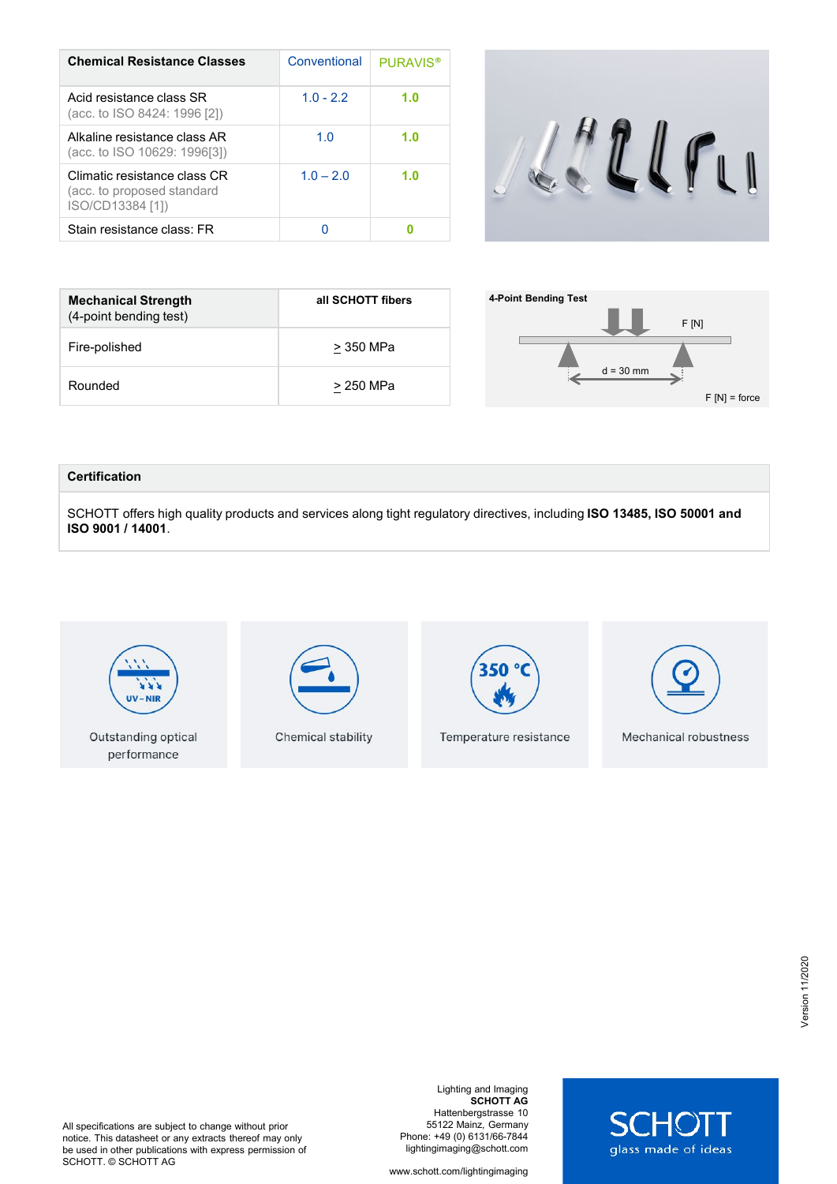| Chemical Resistance Classes | Conventional | PURAVIS® |
|---|---|---|
| Acid resistance class SR (acc. to ISO 8424: 1996 [2]) | 1.0 - 2.2 | **1.0** |
| Alkaline resistance class AR (acc. to ISO 10629: 1996[3]) | 1.0 | **1.0** |
| Climatic resistance class CR (acc. to proposed standard ISO/CD13384 [1]) | 1.0 – 2.0 | **1.0** |
| Stain resistance class: FR | 0 | **0** |

| Mechanical Strength (4-point bending test) | all SCHOTT fibers |
|---|---|
| Fire-polished | ≥ 350 MPa |
| Rounded | ≥ 250 MPa |

4-Point Bending Test

F [N]

d = 30 mm

F [N] = force

## Certification

SCHOTT offers high quality products and services along tight regulatory directives, including **ISO 13485, ISO 50001 and ISO 9001 / 14001**.

UV - NIR

Outstanding optical performance

Chemical stability

350 °C

Temperature resistance

Mechanical robustness

Version 11/2020

All specifications are subject to change without prior notice. This datasheet or any extracts thereof may only be used in other publications with express permission of SCHOTT. © SCHOTT AG

Lighting and Imaging
**SCHOTT AG**
Hattenbergstrasse 10
55122 Mainz, Germany
Phone: +49 (0) 6131/66-7844
lightingimaging@schott.com

www.schott.com/lightingimaging

SCHOTT
glass made of ideas